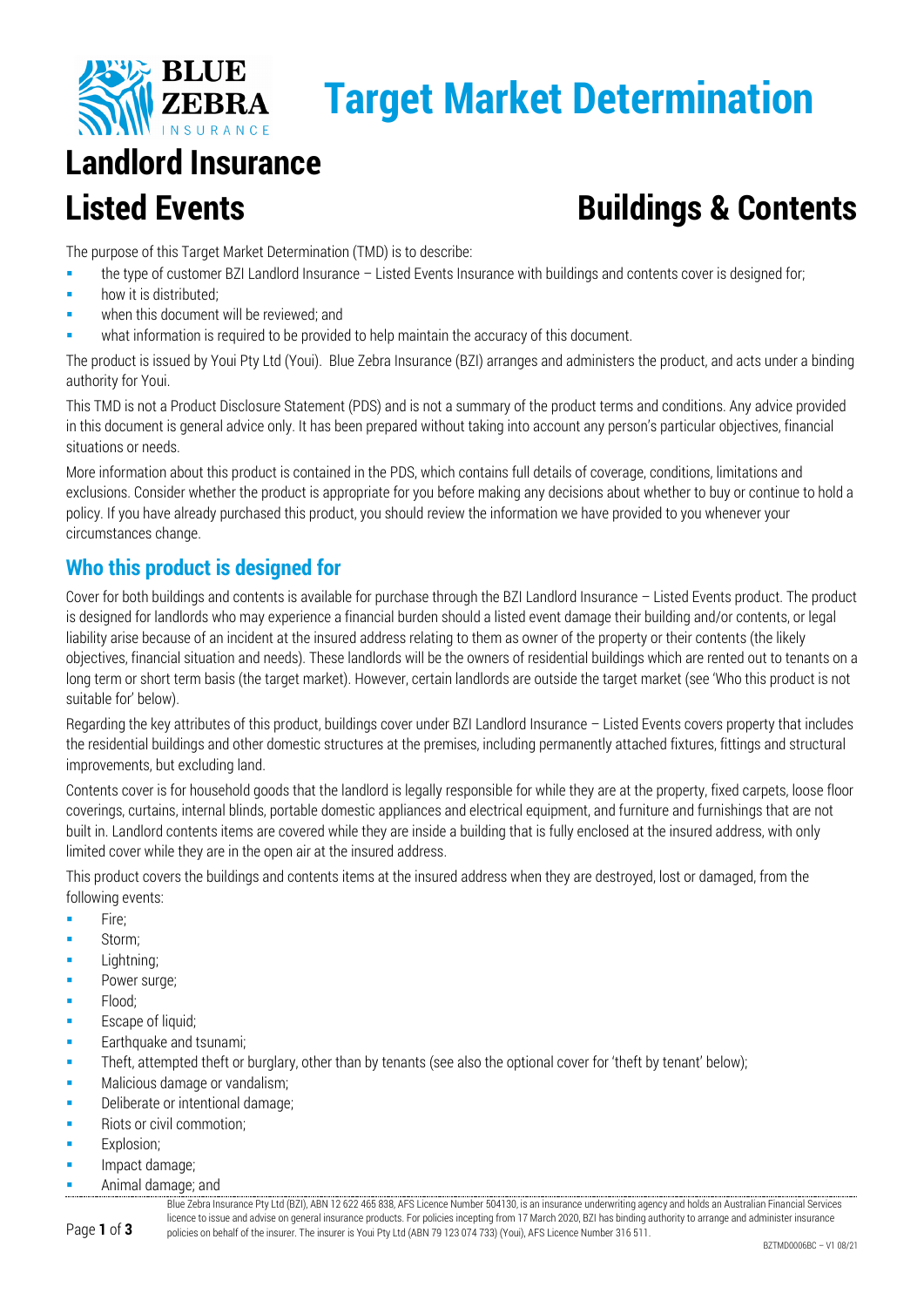# Target Market Determination

# Landlord Insurance

## Listed Events

## Buildings & Contents

The purpose of this Target Market Determination (TMD) is to describe:

- the type of customer BZI Landlord Insurance – Listed Events Insurance with buildings and contents cover is designed for;
- how it is distributed;
- when this document will be reviewed; and
- what information is required to be provided to help maintain the accuracy of this document.

The product is issued by Youi Pty Ltd (Youi). Blue Zebra Insurance (BZI) arranges and administers the product, and acts under a binding authority for Youi.

This TMD is not a Product Disclosure Statement (PDS) and is not a summary of the product terms and conditions. Any advice provided in this document is general advice only. It has been prepared without taking into account any person's particular objectives, financial situations or needs.

More information about this product is contained in the PDS, which contains full details of coverage, conditions, limitations and exclusions. Consider whether the product is appropriate for you before making any decisions about whether to buy or continue to hold a policy. If you have already purchased this product, you should review the information we have provided to you whenever your circumstances change.

## Who this product is designed for

Cover for both buildings and contents is available for purchase through the BZI Landlord Insurance – Listed Events product. The product is designed for landlords who may experience a financial burden should a listed event damage their building and/or contents, or legal liability arise because of an incident at the insured address relating to them as owner of the property or their contents (the likely objectives, financial situation and needs). These landlords will be the owners of residential buildings which are rented out to tenants on a long term or short term basis (the target market). However, certain landlords are outside the target market (see 'Who this product is not suitable for' below).

Regarding the key attributes of this product, buildings cover under BZI Landlord Insurance – Listed Events covers property that includes the residential buildings and other domestic structures at the premises, including permanently attached fixtures, fittings and structural improvements, but excluding land.

Contents cover is for household goods that the landlord is legally responsible for while they are at the property, fixed carpets, loose floor coverings, curtains, internal blinds, portable domestic appliances and electrical equipment, and furniture and furnishings that are not built in. Landlord contents items are covered while they are inside a building that is fully enclosed at the insured address, with only limited cover while they are in the open air at the insured address.

This product covers the buildings and contents items at the insured address when they are destroyed, lost or damaged, from the following events:

- Fire;
- Storm;
- Lightning;
- Power surge;
- Flood;
- Escape of liquid;
- Earthquake and tsunami;
- Theft, attempted theft or burglary, other than by tenants (see also the optional cover for 'theft by tenant' below);
- Malicious damage or vandalism;
- Deliberate or intentional damage;
- Riots or civil commotion;
- Explosion;
- Impact damage;
- Animal damage; and

Blue Zebra Insurance Pty Ltd (BZI), ABN 12 622 465 838, AFS Licence Number 504130, is an insurance underwriting agency and holds an Australian Financial Services licence to issue and advise on general insurance products. For policies incepting from 17 March 2020, BZI has binding authority to arrange and administer insurance policies on behalf of the insurer. The insurer is Youi Pty Ltd (ABN 79 123 074 733) (Youi), AFS Licence Number 316 511.

BZTMD0006BC – V1 08/21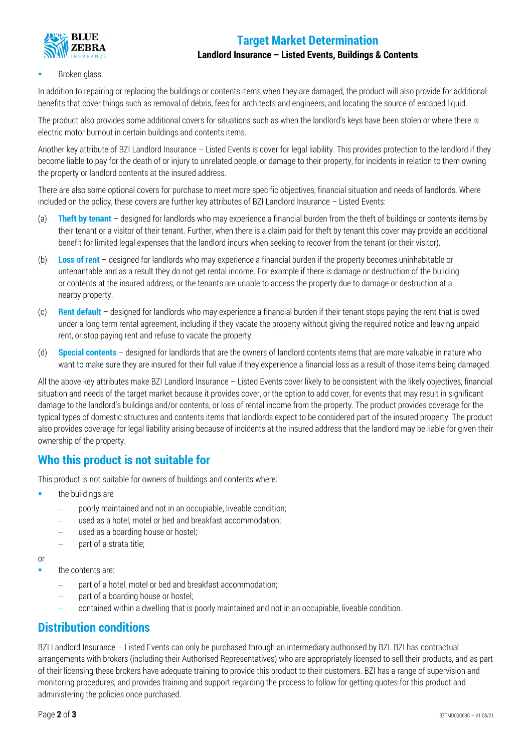- Broken glass.

In addition to repairing or replacing the buildings or contents items when they are damaged, the product will also provide for additional benefits that cover things such as removal of debris, fees for architects and engineers, and locating the source of escaped liquid.

The product also provides some additional covers for situations such as when the landlord's keys have been stolen or where there is electric motor burnout in certain buildings and contents items.

Another key attribute of BZI Landlord Insurance – Listed Events is cover for legal liability. This provides protection to the landlord if they become liable to pay for the death of or injury to unrelated people, or damage to their property, for incidents in relation to them owning the property or landlord contents at the insured address.

There are also some optional covers for purchase to meet more specific objectives, financial situation and needs of landlords. Where included on the policy, these covers are further key attributes of BZI Landlord Insurance – Listed Events:

(a) **Theft by tenant** – designed for landlords who may experience a financial burden from the theft of buildings or contents items by their tenant or a visitor of their tenant. Further, when there is a claim paid for theft by tenant this cover may provide an additional benefit for limited legal expenses that the landlord incurs when seeking to recover from the tenant (or their visitor).

(b) **Loss of rent** – designed for landlords who may experience a financial burden if the property becomes uninhabitable or untenantable and as a result they do not get rental income. For example if there is damage or destruction of the building or contents at the insured address, or the tenants are unable to access the property due to damage or destruction at a nearby property.

(c) **Rent default** – designed for landlords who may experience a financial burden if their tenant stops paying the rent that is owed under a long term rental agreement, including if they vacate the property without giving the required notice and leaving unpaid rent, or stop paying rent and refuse to vacate the property.

(d) **Special contents** – designed for landlords that are the owners of landlord contents items that are more valuable in nature who want to make sure they are insured for their full value if they experience a financial loss as a result of those items being damaged.

All the above key attributes make BZI Landlord Insurance – Listed Events cover likely to be consistent with the likely objectives, financial situation and needs of the target market because it provides cover, or the option to add cover, for events that may result in significant damage to the landlord's buildings and/or contents, or loss of rental income from the property. The product provides coverage for the typical types of domestic structures and contents items that landlords expect to be considered part of the insured property. The product also provides coverage for legal liability arising because of incidents at the insured address that the landlord may be liable for given their ownership of the property.

## Who this product is not suitable for

This product is not suitable for owners of buildings and contents where:

- the buildings are
  - poorly maintained and not in an occupiable, liveable condition;
  - used as a hotel, motel or bed and breakfast accommodation;
  - used as a boarding house or hostel;
  - part of a strata title;

or

- the contents are:
  - part of a hotel, motel or bed and breakfast accommodation;
  - part of a boarding house or hostel;
  - contained within a dwelling that is poorly maintained and not in an occupiable, liveable condition.

## Distribution conditions

BZI Landlord Insurance – Listed Events can only be purchased through an intermediary authorised by BZI. BZI has contractual arrangements with brokers (including their Authorised Representatives) who are appropriately licensed to sell their products, and as part of their licensing these brokers have adequate training to provide this product to their customers. BZI has a range of supervision and monitoring procedures, and provides training and support regarding the process to follow for getting quotes for this product and administering the policies once purchased.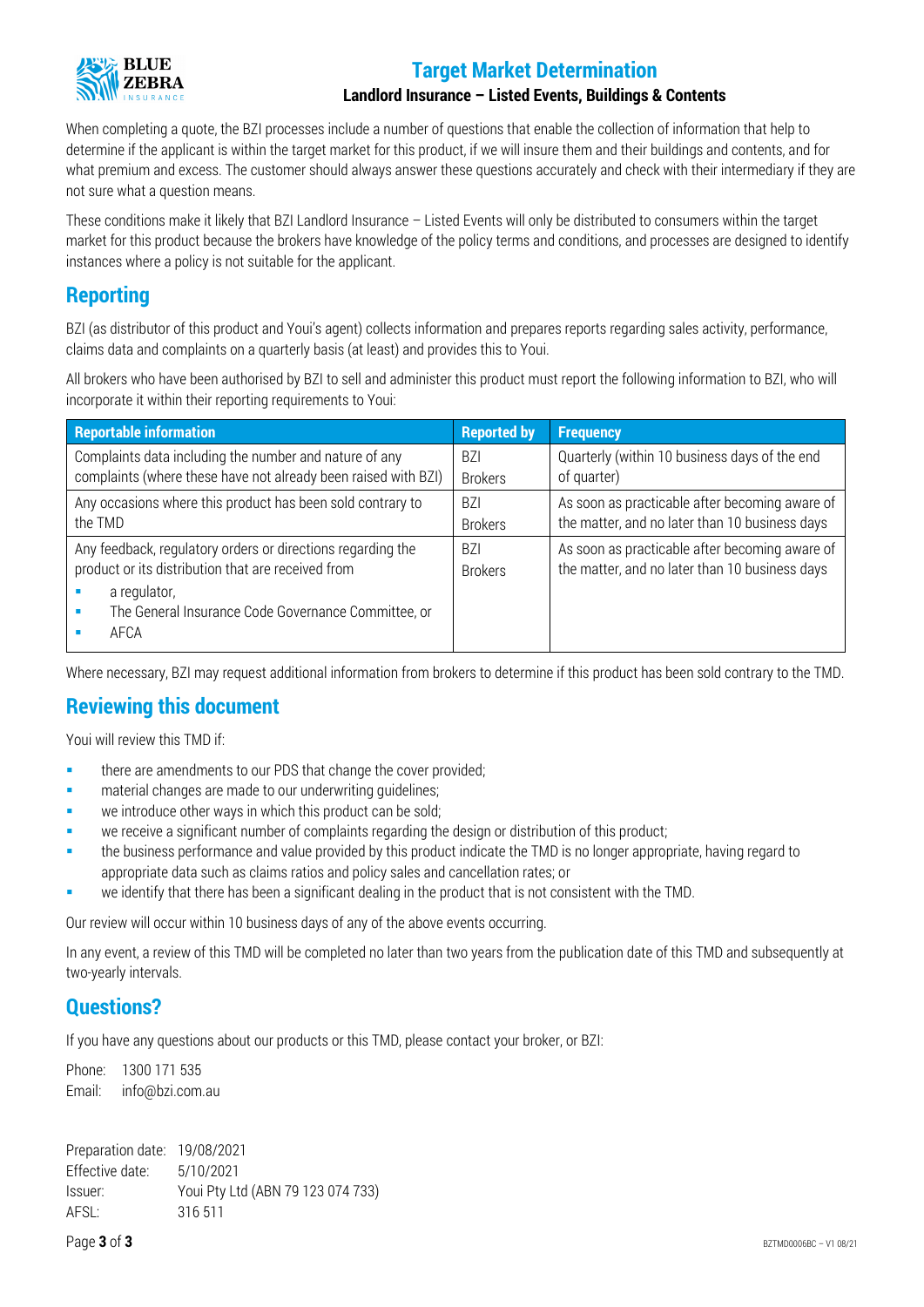# Target Market Determination

## Landlord Insurance – Listed Events, Buildings & Contents

When completing a quote, the BZI processes include a number of questions that enable the collection of information that help to determine if the applicant is within the target market for this product, if we will insure them and their buildings and contents, and for what premium and excess. The customer should always answer these questions accurately and check with their intermediary if they are not sure what a question means.

These conditions make it likely that BZI Landlord Insurance – Listed Events will only be distributed to consumers within the target market for this product because the brokers have knowledge of the policy terms and conditions, and processes are designed to identify instances where a policy is not suitable for the applicant.

## Reporting

BZI (as distributor of this product and Youi's agent) collects information and prepares reports regarding sales activity, performance, claims data and complaints on a quarterly basis (at least) and provides this to Youi.

All brokers who have been authorised by BZI to sell and administer this product must report the following information to BZI, who will incorporate it within their reporting requirements to Youi:

| Reportable information | Reported by | Frequency |
|---|---|---|
| Complaints data including the number and nature of any complaints (where these have not already been raised with BZI) | BZI<br>Brokers | Quarterly (within 10 business days of the end of quarter) |
| Any occasions where this product has been sold contrary to the TMD | BZI<br>Brokers | As soon as practicable after becoming aware of the matter, and no later than 10 business days |
| Any feedback, regulatory orders or directions regarding the product or its distribution that are received from<br>▪ a regulator,<br>▪ The General Insurance Code Governance Committee, or<br>▪ AFCA | BZI<br>Brokers | As soon as practicable after becoming aware of the matter, and no later than 10 business days |

Where necessary, BZI may request additional information from brokers to determine if this product has been sold contrary to the TMD.

## Reviewing this document

Youi will review this TMD if:

- there are amendments to our PDS that change the cover provided;
- material changes are made to our underwriting guidelines;
- we introduce other ways in which this product can be sold;
- we receive a significant number of complaints regarding the design or distribution of this product;
- the business performance and value provided by this product indicate the TMD is no longer appropriate, having regard to appropriate data such as claims ratios and policy sales and cancellation rates; or
- we identify that there has been a significant dealing in the product that is not consistent with the TMD.

Our review will occur within 10 business days of any of the above events occurring.

In any event, a review of this TMD will be completed no later than two years from the publication date of this TMD and subsequently at two-yearly intervals.

## Questions?

If you have any questions about our products or this TMD, please contact your broker, or BZI:

Phone: 1300 171 535
Email: info@bzi.com.au

Preparation date: 19/08/2021
Effective date: 5/10/2021
Issuer: Youi Pty Ltd (ABN 79 123 074 733)
AFSL: 316 511

BZTMD0006BC – V1 08/21